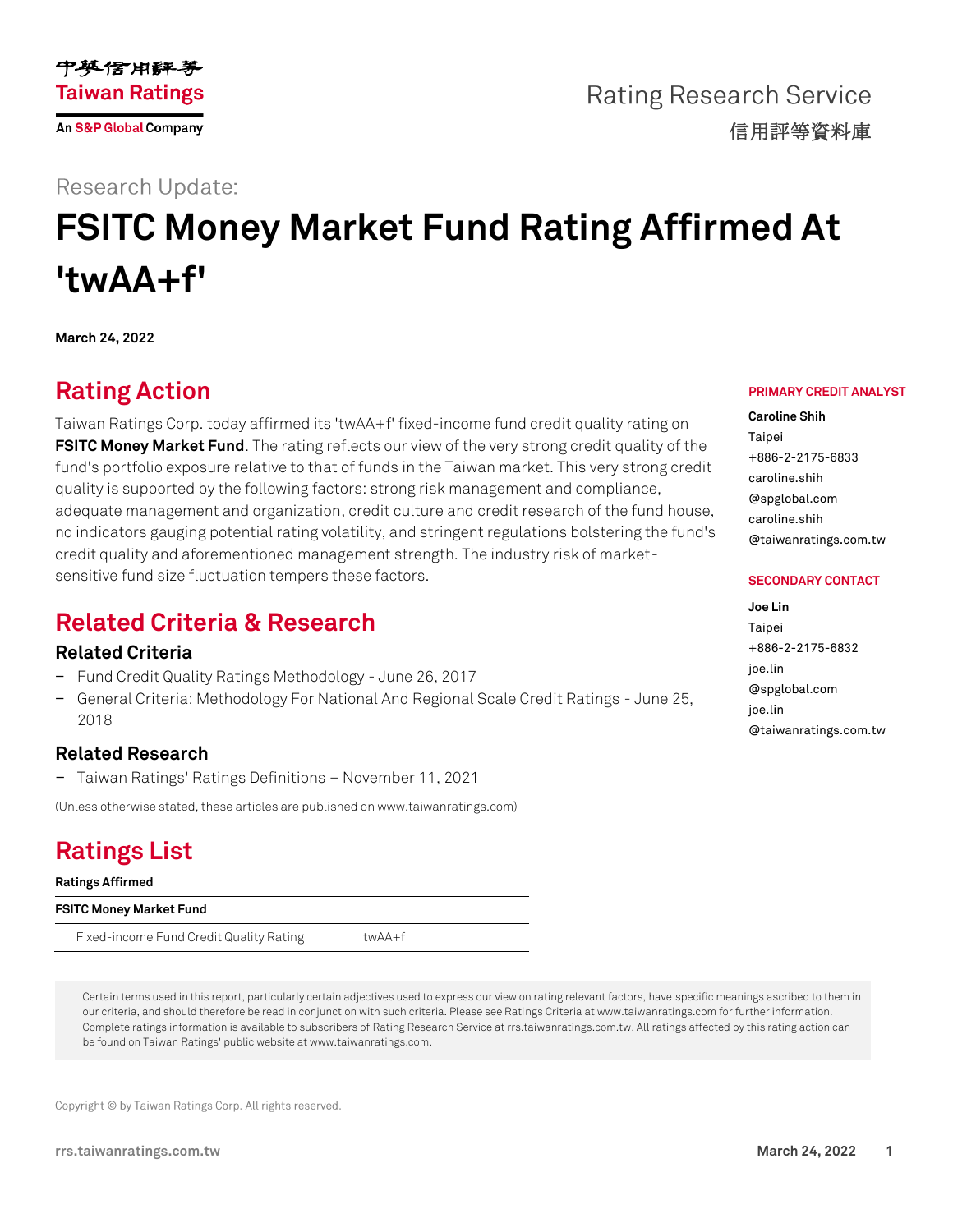中華信用評等
Taiwan Ratings
An S&P Global Company

Rating Research Service
信用評等資料庫

Research Update:

# FSITC Money Market Fund Rating Affirmed At 'twAA+f'

**March 24, 2022**

**PRIMARY CREDIT ANALYST**

**Caroline Shih**
Taipei
+886-2-2175-6833
caroline.shih@spglobal.com
caroline.shih@taiwanratings.com.tw

**SECONDARY CONTACT**

**Joe Lin**
Taipei
+886-2-2175-6832
joe.lin@spglobal.com
joe.lin@taiwanratings.com.tw

## Rating Action

Taiwan Ratings Corp. today affirmed its 'twAA+f' fixed-income fund credit quality rating on **FSITC Money Market Fund**. The rating reflects our view of the very strong credit quality of the fund's portfolio exposure relative to that of funds in the Taiwan market. This very strong credit quality is supported by the following factors: strong risk management and compliance, adequate management and organization, credit culture and credit research of the fund house, no indicators gauging potential rating volatility, and stringent regulations bolstering the fund's credit quality and aforementioned management strength. The industry risk of market-sensitive fund size fluctuation tempers these factors.

## Related Criteria & Research

### Related Criteria

- Fund Credit Quality Ratings Methodology - June 26, 2017
- General Criteria: Methodology For National And Regional Scale Credit Ratings - June 25, 2018

### Related Research

- Taiwan Ratings' Ratings Definitions – November 11, 2021

(Unless otherwise stated, these articles are published on www.taiwanratings.com)

## Ratings List

**Ratings Affirmed**

| **FSITC Money Market Fund** | |
|---|---|
| Fixed-income Fund Credit Quality Rating | twAA+f |

Certain terms used in this report, particularly certain adjectives used to express our view on rating relevant factors, have specific meanings ascribed to them in our criteria, and should therefore be read in conjunction with such criteria. Please see Ratings Criteria at www.taiwanratings.com for further information. Complete ratings information is available to subscribers of Rating Research Service at rrs.taiwanratings.com.tw. All ratings affected by this rating action can be found on Taiwan Ratings' public website at www.taiwanratings.com.

Copyright © by Taiwan Ratings Corp. All rights reserved.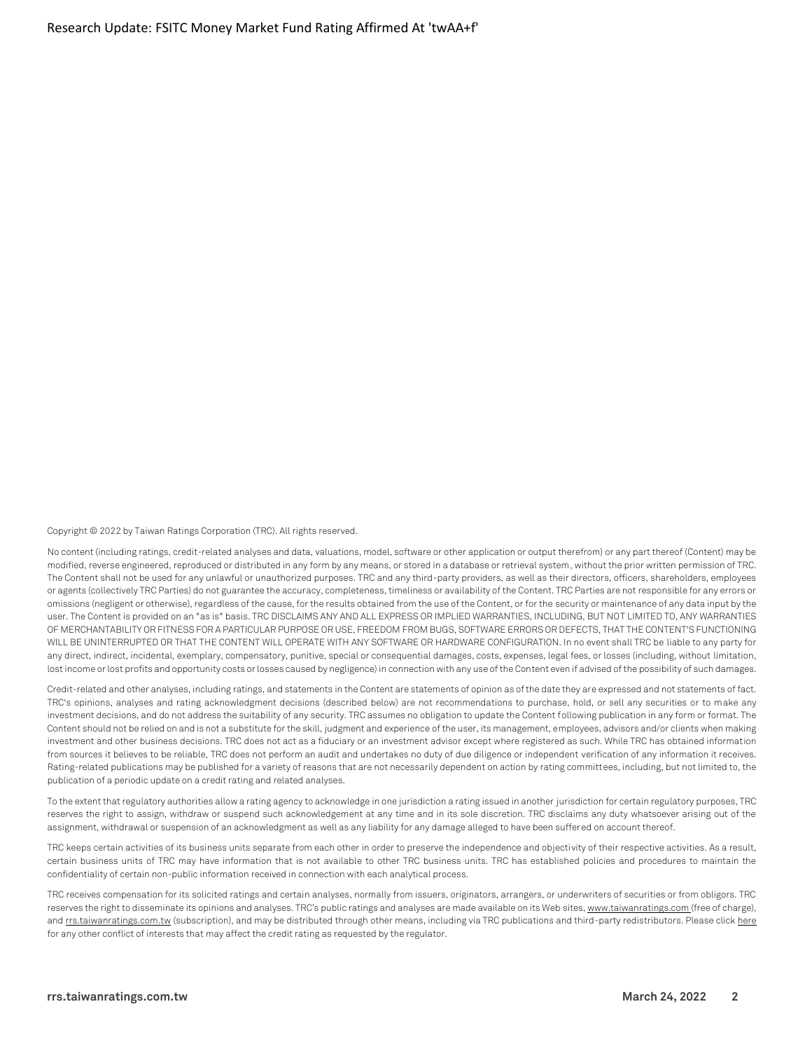Copyright © 2022 by Taiwan Ratings Corporation (TRC). All rights reserved.

No content (including ratings, credit-related analyses and data, valuations, model, software or other application or output therefrom) or any part thereof (Content) may be modified, reverse engineered, reproduced or distributed in any form by any means, or stored in a database or retrieval system, without the prior written permission of TRC. The Content shall not be used for any unlawful or unauthorized purposes. TRC and any third-party providers, as well as their directors, officers, shareholders, employees or agents (collectively TRC Parties) do not guarantee the accuracy, completeness, timeliness or availability of the Content. TRC Parties are not responsible for any errors or omissions (negligent or otherwise), regardless of the cause, for the results obtained from the use of the Content, or for the security or maintenance of any data input by the user. The Content is provided on an "as is" basis. TRC DISCLAIMS ANY AND ALL EXPRESS OR IMPLIED WARRANTIES, INCLUDING, BUT NOT LIMITED TO, ANY WARRANTIES OF MERCHANTABILITY OR FITNESS FOR A PARTICULAR PURPOSE OR USE, FREEDOM FROM BUGS, SOFTWARE ERRORS OR DEFECTS, THAT THE CONTENT'S FUNCTIONING WILL BE UNINTERRUPTED OR THAT THE CONTENT WILL OPERATE WITH ANY SOFTWARE OR HARDWARE CONFIGURATION. In no event shall TRC be liable to any party for any direct, indirect, incidental, exemplary, compensatory, punitive, special or consequential damages, costs, expenses, legal fees, or losses (including, without limitation, lost income or lost profits and opportunity costs or losses caused by negligence) in connection with any use of the Content even if advised of the possibility of such damages.

Credit-related and other analyses, including ratings, and statements in the Content are statements of opinion as of the date they are expressed and not statements of fact. TRC's opinions, analyses and rating acknowledgment decisions (described below) are not recommendations to purchase, hold, or sell any securities or to make any investment decisions, and do not address the suitability of any security. TRC assumes no obligation to update the Content following publication in any form or format. The Content should not be relied on and is not a substitute for the skill, judgment and experience of the user, its management, employees, advisors and/or clients when making investment and other business decisions. TRC does not act as a fiduciary or an investment advisor except where registered as such. While TRC has obtained information from sources it believes to be reliable, TRC does not perform an audit and undertakes no duty of due diligence or independent verification of any information it receives. Rating-related publications may be published for a variety of reasons that are not necessarily dependent on action by rating committees, including, but not limited to, the publication of a periodic update on a credit rating and related analyses.

To the extent that regulatory authorities allow a rating agency to acknowledge in one jurisdiction a rating issued in another jurisdiction for certain regulatory purposes, TRC reserves the right to assign, withdraw or suspend such acknowledgement at any time and in its sole discretion. TRC disclaims any duty whatsoever arising out of the assignment, withdrawal or suspension of an acknowledgment as well as any liability for any damage alleged to have been suffered on account thereof.

TRC keeps certain activities of its business units separate from each other in order to preserve the independence and objectivity of their respective activities. As a result, certain business units of TRC may have information that is not available to other TRC business units. TRC has established policies and procedures to maintain the confidentiality of certain non-public information received in connection with each analytical process.

TRC receives compensation for its solicited ratings and certain analyses, normally from issuers, originators, arrangers, or underwriters of securities or from obligors. TRC reserves the right to disseminate its opinions and analyses. TRC's public ratings and analyses are made available on its Web sites, www.taiwanratings.com (free of charge), and rrs.taiwanratings.com.tw (subscription), and may be distributed through other means, including via TRC publications and third-party redistributors. Please click here for any other conflict of interests that may affect the credit rating as requested by the regulator.